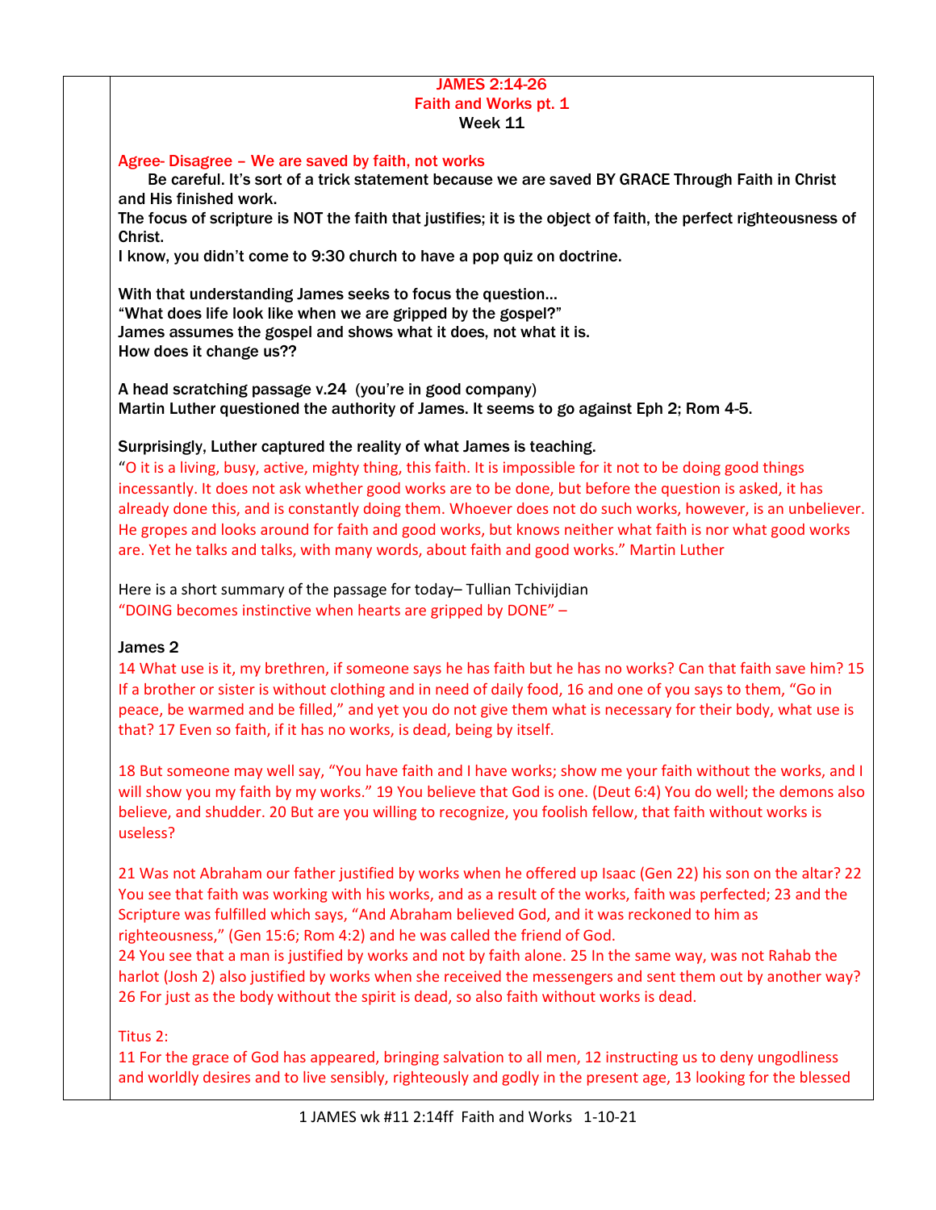# JAMES 2:14-26
## Faith and Works pt. 1
### Week 11

**Agree- Disagree – We are saved by faith, not works**

**Be careful. It's sort of a trick statement because we are saved BY GRACE Through Faith in Christ and His finished work.**

**The focus of scripture is NOT the faith that justifies; it is the object of faith, the perfect righteousness of Christ.**

**I know, you didn't come to 9:30 church to have a pop quiz on doctrine.**

**With that understanding James seeks to focus the question…**
**"What does life look like when we are gripped by the gospel?"**
**James assumes the gospel and shows what it does, not what it is.**
**How does it change us??**

A head scratching passage v.24 (you're in good company)
**Martin Luther questioned the authority of James. It seems to go against Eph 2; Rom 4-5.**

Surprisingly, Luther captured the reality of what James is teaching.

"O it is a living, busy, active, mighty thing, this faith. It is impossible for it not to be doing good things incessantly. It does not ask whether good works are to be done, but before the question is asked, it has already done this, and is constantly doing them. Whoever does not do such works, however, is an unbeliever. He gropes and looks around for faith and good works, but knows neither what faith is nor what good works are. Yet he talks and talks, with many words, about faith and good works." Martin Luther

Here is a short summary of the passage for today– Tullian Tchivijdian
"DOING becomes instinctive when hearts are gripped by DONE" –

**James 2**

14 What use is it, my brethren, if someone says he has faith but he has no works? Can that faith save him? 15 If a brother or sister is without clothing and in need of daily food, 16 and one of you says to them, "Go in peace, be warmed and be filled," and yet you do not give them what is necessary for their body, what use is that? 17 Even so faith, if it has no works, is dead, being by itself.

18 But someone may well say, "You have faith and I have works; show me your faith without the works, and I will show you my faith by my works." 19 You believe that God is one. (Deut 6:4) You do well; the demons also believe, and shudder. 20 But are you willing to recognize, you foolish fellow, that faith without works is useless?

21 Was not Abraham our father justified by works when he offered up Isaac (Gen 22) his son on the altar? 22 You see that faith was working with his works, and as a result of the works, faith was perfected; 23 and the Scripture was fulfilled which says, "And Abraham believed God, and it was reckoned to him as righteousness," (Gen 15:6; Rom 4:2) and he was called the friend of God.
24 You see that a man is justified by works and not by faith alone. 25 In the same way, was not Rahab the harlot (Josh 2) also justified by works when she received the messengers and sent them out by another way? 26 For just as the body without the spirit is dead, so also faith without works is dead.

Titus 2:
11 For the grace of God has appeared, bringing salvation to all men, 12 instructing us to deny ungodliness and worldly desires and to live sensibly, righteously and godly in the present age, 13 looking for the blessed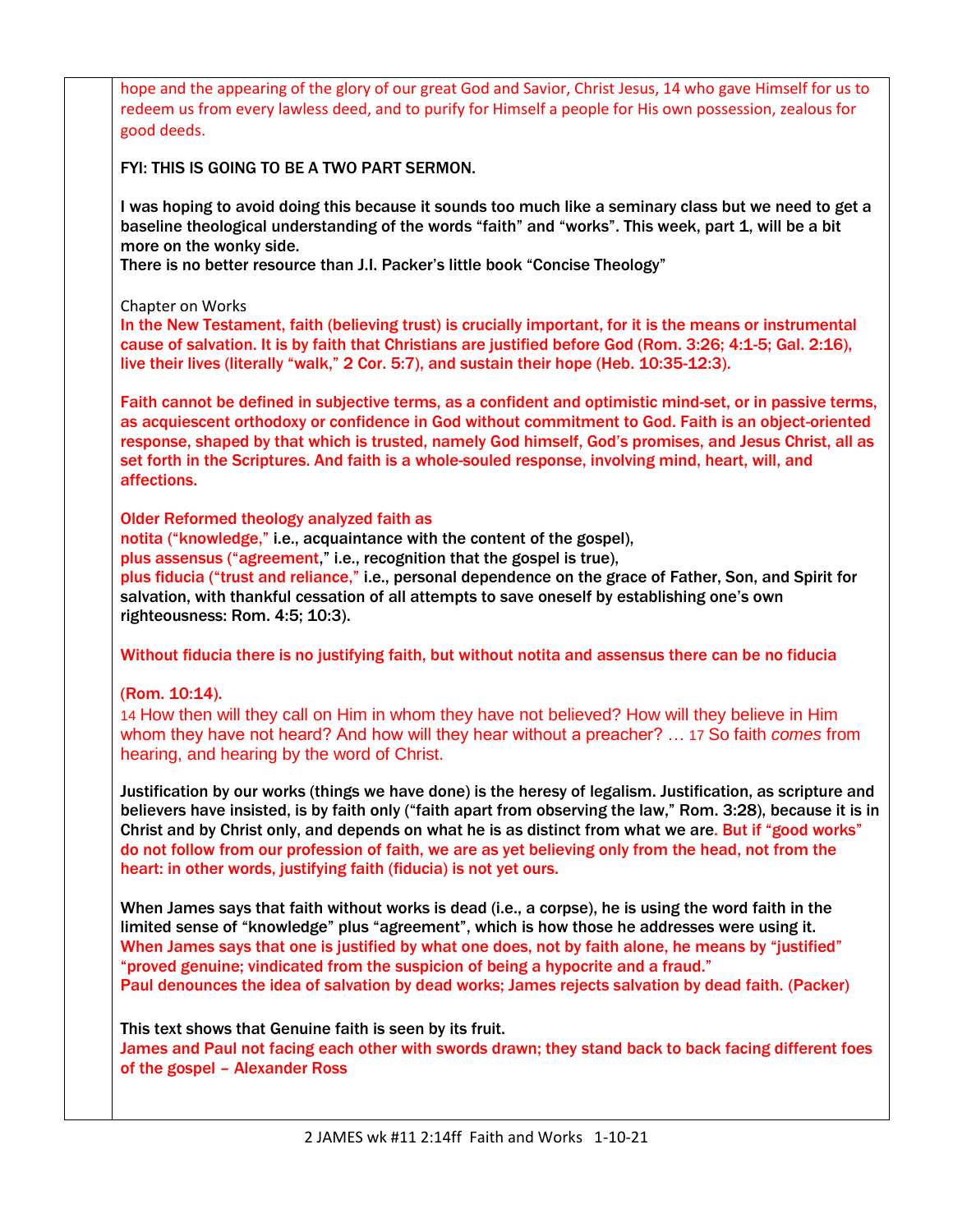hope and the appearing of the glory of our great God and Savior, Christ Jesus, 14 who gave Himself for us to redeem us from every lawless deed, and to purify for Himself a people for His own possession, zealous for good deeds.

**FYI: THIS IS GOING TO BE A TWO PART SERMON.**

**I was hoping to avoid doing this because it sounds too much like a seminary class but we need to get a baseline theological understanding of the words "faith" and "works". This week, part 1, will be a bit more on the wonky side.**
**There is no better resource than J.I. Packer's little book "Concise Theology"**

Chapter on Works
**In the New Testament, faith (believing trust) is crucially important, for it is the means or instrumental cause of salvation. It is by faith that Christians are justified before God (Rom. 3:26; 4:1-5; Gal. 2:16), live their lives (literally "walk," 2 Cor. 5:7), and sustain their hope (Heb. 10:35-12:3).**

**Faith cannot be defined in subjective terms, as a confident and optimistic mind-set, or in passive terms, as acquiescent orthodoxy or confidence in God without commitment to God. Faith is an object-oriented response, shaped by that which is trusted, namely God himself, God's promises, and Jesus Christ, all as set forth in the Scriptures. And faith is a whole-souled response, involving mind, heart, will, and affections.**

**Older Reformed theology analyzed faith as**
**notita ("knowledge," i.e., acquaintance with the content of the gospel),**
**plus assensus ("agreement," i.e., recognition that the gospel is true),**
**plus fiducia ("trust and reliance," i.e., personal dependence on the grace of Father, Son, and Spirit for salvation, with thankful cessation of all attempts to save oneself by establishing one's own righteousness: Rom. 4:5; 10:3).**

**Without fiducia there is no justifying faith, but without notita and assensus there can be no fiducia**

**(Rom. 10:14).**
14 How then will they call on Him in whom they have not believed? How will they believe in Him whom they have not heard? And how will they hear without a preacher? … 17 So faith *comes* from hearing, and hearing by the word of Christ.

**Justification by our works (things we have done) is the heresy of legalism. Justification, as scripture and believers have insisted, is by faith only ("faith apart from observing the law," Rom. 3:28), because it is in Christ and by Christ only, and depends on what he is as distinct from what we are. But if "good works" do not follow from our profession of faith, we are as yet believing only from the head, not from the heart: in other words, justifying faith (fiducia) is not yet ours.**

**When James says that faith without works is dead (i.e., a corpse), he is using the word faith in the limited sense of "knowledge" plus "agreement", which is how those he addresses were using it.**
**When James says that one is justified by what one does, not by faith alone, he means by "justified" "proved genuine; vindicated from the suspicion of being a hypocrite and a fraud."**
**Paul denounces the idea of salvation by dead works; James rejects salvation by dead faith. (Packer)**

**This text shows that Genuine faith is seen by its fruit.**
**James and Paul not facing each other with swords drawn; they stand back to back facing different foes of the gospel – Alexander Ross**

2 JAMES wk #11 2:14ff Faith and Works 1-10-21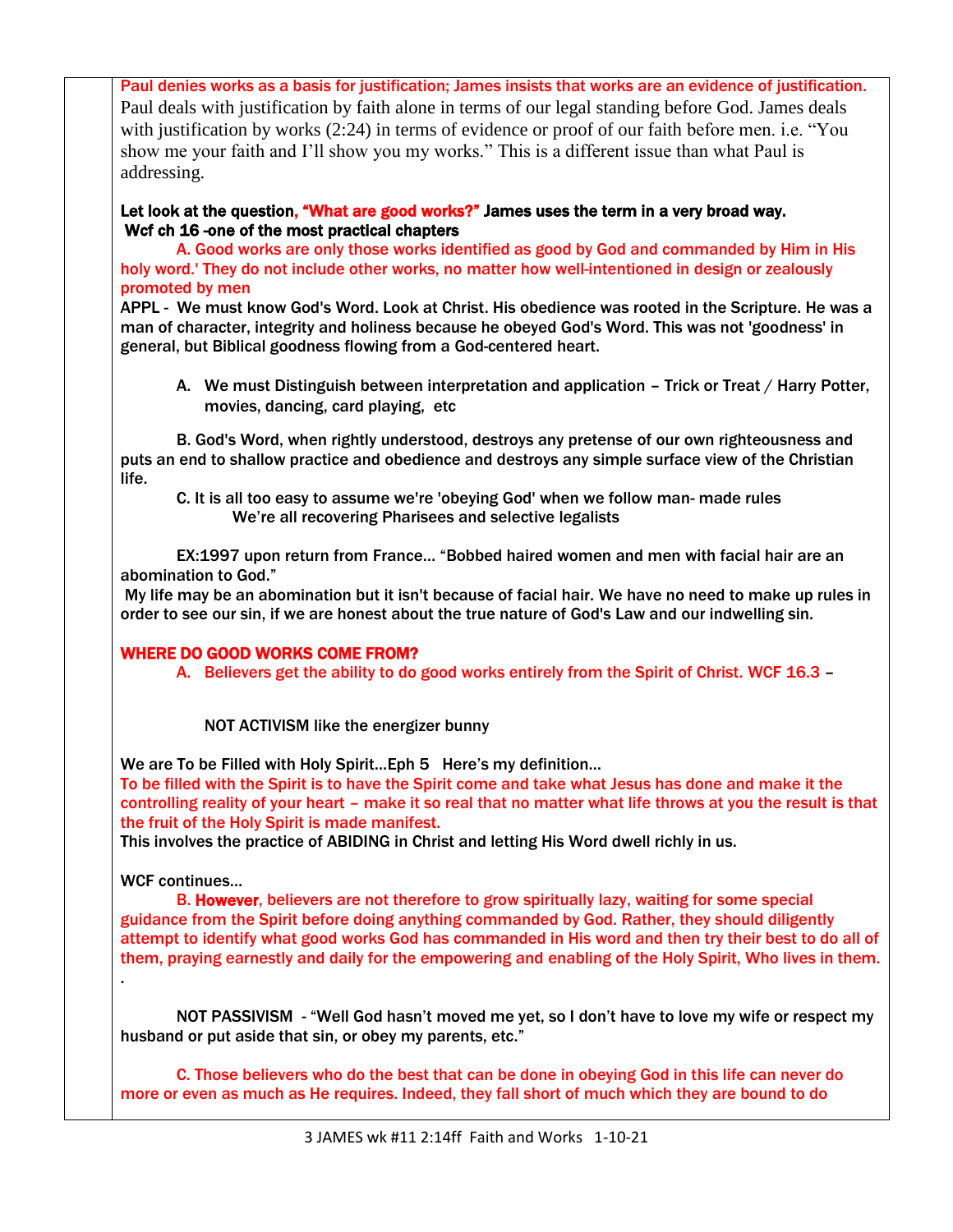**Paul denies works as a basis for justification; James insists that works are an evidence of justification.**

Paul deals with justification by faith alone in terms of our legal standing before God. James deals with justification by works (2:24) in terms of evidence or proof of our faith before men. i.e. "You show me your faith and I'll show you my works." This is a different issue than what Paul is addressing.

**Let look at the question, "What are good works?" James uses the term in a very broad way.**
**Wcf ch 16 -one of the most practical chapters**

A. Good works are only those works identified as good by God and commanded by Him in His holy word.' They do not include other works, no matter how well-intentioned in design or zealously promoted by men

APPL - We must know God's Word. Look at Christ. His obedience was rooted in the Scripture. He was a man of character, integrity and holiness because he obeyed God's Word. This was not 'goodness' in general, but Biblical goodness flowing from a God-centered heart.

A. We must Distinguish between interpretation and application – Trick or Treat / Harry Potter, movies, dancing, card playing, etc

B. God's Word, when rightly understood, destroys any pretense of our own righteousness and puts an end to shallow practice and obedience and destroys any simple surface view of the Christian life.

C. It is all too easy to assume we're 'obeying God' when we follow man- made rules
We're all recovering Pharisees and selective legalists

EX:1997 upon return from France… "Bobbed haired women and men with facial hair are an abomination to God."

My life may be an abomination but it isn't because of facial hair. We have no need to make up rules in order to see our sin, if we are honest about the true nature of God's Law and our indwelling sin.

**WHERE DO GOOD WORKS COME FROM?**

A. Believers get the ability to do good works entirely from the Spirit of Christ. WCF 16.3 –

NOT ACTIVISM like the energizer bunny

We are To be Filled with Holy Spirit…Eph 5 Here's my definition…

To be filled with the Spirit is to have the Spirit come and take what Jesus has done and make it the controlling reality of your heart – make it so real that no matter what life throws at you the result is that the fruit of the Holy Spirit is made manifest.

This involves the practice of ABIDING in Christ and letting His Word dwell richly in us.

WCF continues…

B. **However**, believers are not therefore to grow spiritually lazy, waiting for some special guidance from the Spirit before doing anything commanded by God. Rather, they should diligently attempt to identify what good works God has commanded in His word and then try their best to do all of them, praying earnestly and daily for the empowering and enabling of the Holy Spirit, Who lives in them.

.

NOT PASSIVISM - "Well God hasn't moved me yet, so I don't have to love my wife or respect my husband or put aside that sin, or obey my parents, etc."

C. Those believers who do the best that can be done in obeying God in this life can never do more or even as much as He requires. Indeed, they fall short of much which they are bound to do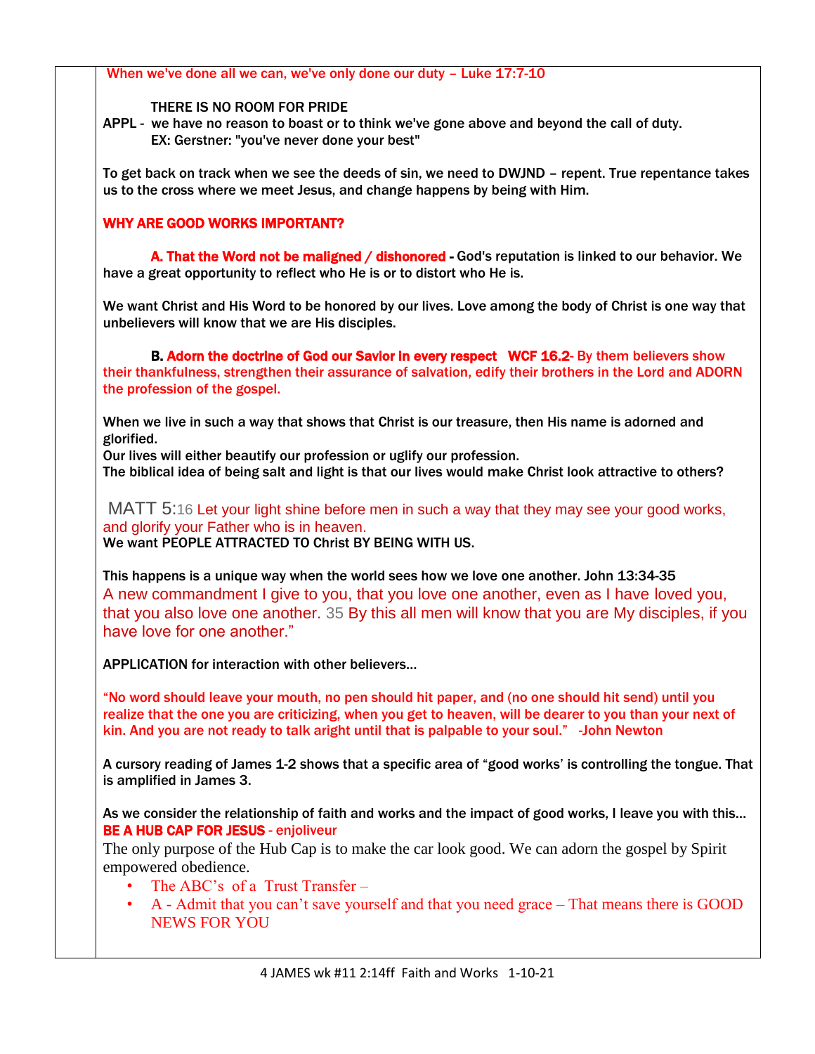When we've done all we can, we've only done our duty – Luke 17:7-10

THERE IS NO ROOM FOR PRIDE

APPL - we have no reason to boast or to think we've gone above and beyond the call of duty.
EX: Gerstner: "you've never done your best"

To get back on track when we see the deeds of sin, we need to DWJND – repent. True repentance takes us to the cross where we meet Jesus, and change happens by being with Him.

**WHY ARE GOOD WORKS IMPORTANT?**

**A. That the Word not be maligned / dishonored** - God's reputation is linked to our behavior. We have a great opportunity to reflect who He is or to distort who He is.

We want Christ and His Word to be honored by our lives. Love among the body of Christ is one way that unbelievers will know that we are His disciples.

**B. Adorn the doctrine of God our Savior in every respect WCF 16.2**- By them believers show their thankfulness, strengthen their assurance of salvation, edify their brothers in the Lord and ADORN the profession of the gospel.

When we live in such a way that shows that Christ is our treasure, then His name is adorned and glorified.
Our lives will either beautify our profession or uglify our profession.
The biblical idea of being salt and light is that our lives would make Christ look attractive to others?

MATT 5:16 Let your light shine before men in such a way that they may see your good works, and glorify your Father who is in heaven.
We want PEOPLE ATTRACTED TO Christ BY BEING WITH US.

This happens is a unique way when the world sees how we love one another. John 13:34-35
A new commandment I give to you, that you love one another, even as I have loved you, that you also love one another. 35 By this all men will know that you are My disciples, if you have love for one another."

APPLICATION for interaction with other believers…

"No word should leave your mouth, no pen should hit paper, and (no one should hit send) until you realize that the one you are criticizing, when you get to heaven, will be dearer to you than your next of kin. And you are not ready to talk aright until that is palpable to your soul." -John Newton

A cursory reading of James 1-2 shows that a specific area of "good works' is controlling the tongue. That is amplified in James 3.

As we consider the relationship of faith and works and the impact of good works, I leave you with this…
**BE A HUB CAP FOR JESUS** - enjoliveur

The only purpose of the Hub Cap is to make the car look good. We can adorn the gospel by Spirit empowered obedience.

- The ABC's of a Trust Transfer –
- A - Admit that you can't save yourself and that you need grace – That means there is GOOD NEWS FOR YOU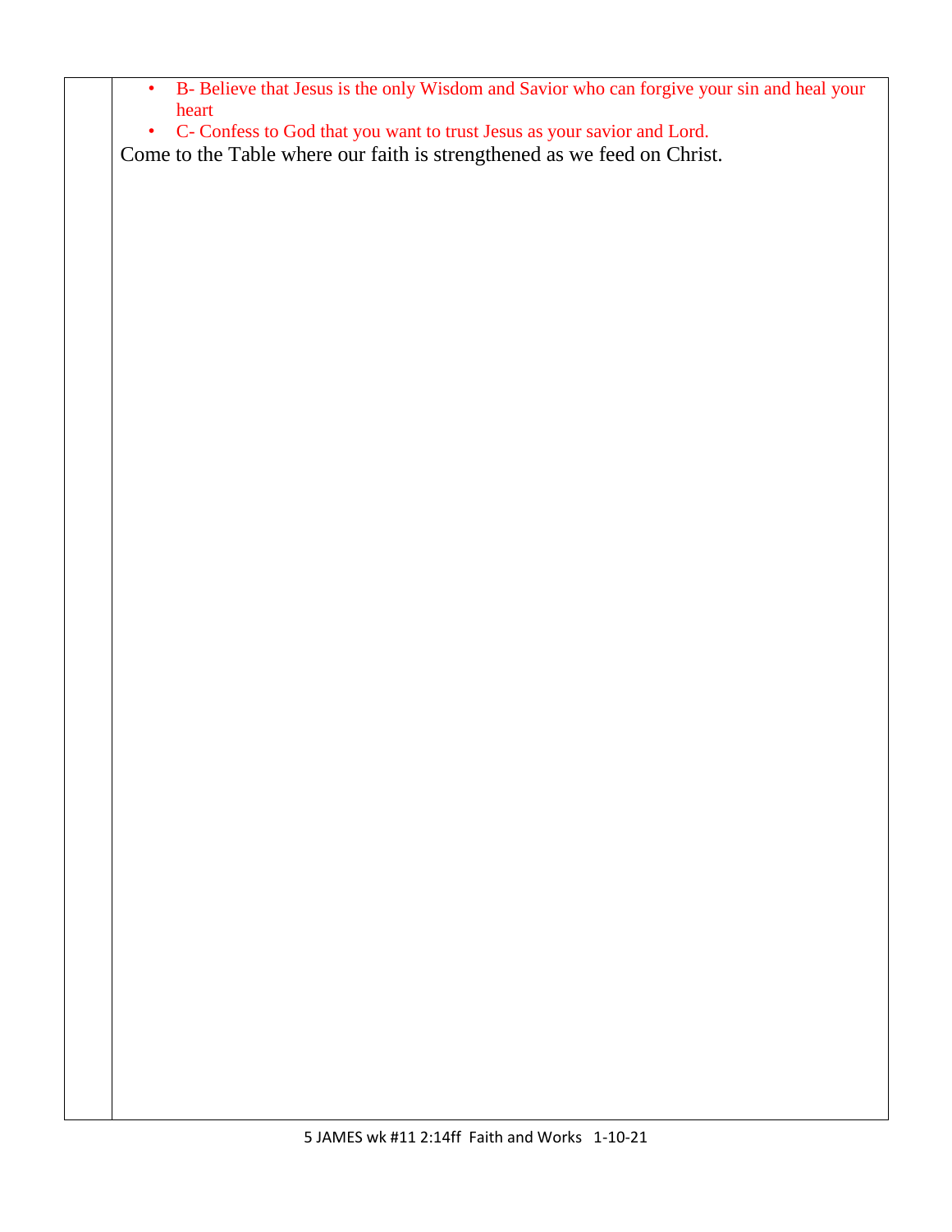- B- Believe that Jesus is the only Wisdom and Savior who can forgive your sin and heal your heart
- C- Confess to God that you want to trust Jesus as your savior and Lord.

Come to the Table where our faith is strengthened as we feed on Christ.